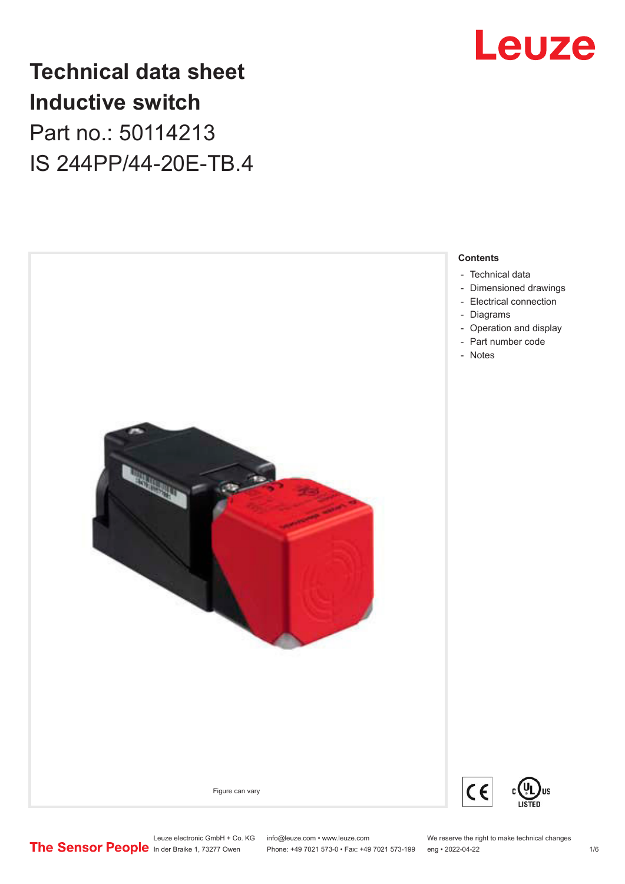# Technical data sheet
# Inductive switch
Part no.: 50114213

IS 244PP/44-20E-TB.4

Figure can vary

**Contents**

- Technical data
- Dimensioned drawings
- Electrical connection
- Diagrams
- Operation and display
- Part number code
- Notes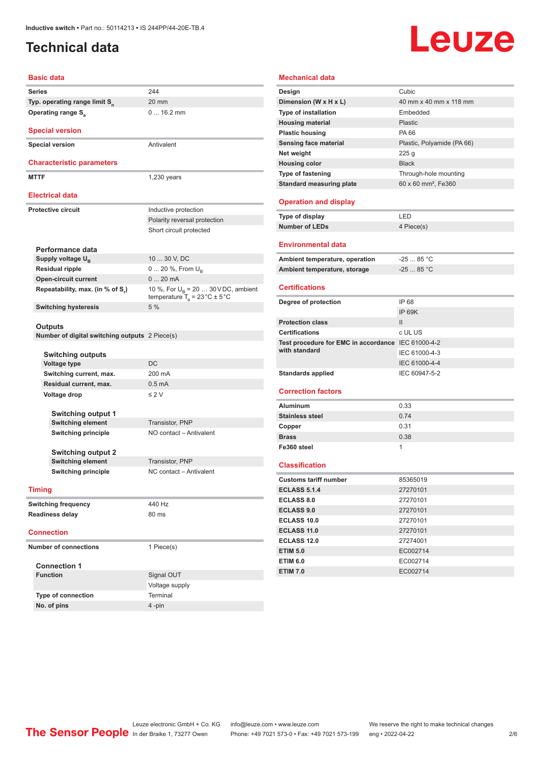# Technical data

## Basic data

| | |
|---|---|
| Series | 244 |
| Typ. operating range limit $S_n$ | 20 mm |
| Operating range $S_a$ | 0 ... 16.2 mm |

## Special version

| | |
|---|---|
| Special version | Antivalent |

## Characteristic parameters

| | |
|---|---|
| MTTF | 1,230 years |

## Electrical data

| | |
|---|---|
| Protective circuit | Inductive protection |
| | Polarity reversal protection |
| | Short circuit protected |

### Performance data

| | |
|---|---|
| Supply voltage $U_B$ | 10 ... 30 V, DC |
| Residual ripple | 0 ... 20 %, From $U_B$ |
| Open-circuit current | 0 ... 20 mA |
| Repeatability, max. (in % of $S_r$) | 10 %, For $U_B$ = 20 … 30 V DC, ambient temperature $T_a$ = 23 °C ± 5 °C |
| Switching hysteresis | 5 % |

### Outputs

| | |
|---|---|
| Number of digital switching outputs | 2 Piece(s) |

#### Switching outputs

| | |
|---|---|
| Voltage type | DC |
| Switching current, max. | 200 mA |
| Residual current, max. | 0.5 mA |
| Voltage drop | ≤ 2 V |

##### Switching output 1

| | |
|---|---|
| Switching element | Transistor, PNP |
| Switching principle | NO contact – Antivalent |

##### Switching output 2

| | |
|---|---|
| Switching element | Transistor, PNP |
| Switching principle | NC contact – Antivalent |

## Timing

| | |
|---|---|
| Switching frequency | 440 Hz |
| Readiness delay | 80 ms |

## Connection

| | |
|---|---|
| Number of connections | 1 Piece(s) |

### Connection 1

| | |
|---|---|
| Function | Signal OUT |
| | Voltage supply |
| Type of connection | Terminal |
| No. of pins | 4 -pin |

## Mechanical data

| | |
|---|---|
| Design | Cubic |
| Dimension (W x H x L) | 40 mm x 40 mm x 118 mm |
| Type of installation | Embedded |
| Housing material | Plastic |
| Plastic housing | PA 66 |
| Sensing face material | Plastic, Polyamide (PA 66) |
| Net weight | 225 g |
| Housing color | Black |
| Type of fastening | Through-hole mounting |
| Standard measuring plate | 60 x 60 mm², Fe360 |

## Operation and display

| | |
|---|---|
| Type of display | LED |
| Number of LEDs | 4 Piece(s) |

## Environmental data

| | |
|---|---|
| Ambient temperature, operation | -25 ... 85 °C |
| Ambient temperature, storage | -25 ... 85 °C |

## Certifications

| | |
|---|---|
| Degree of protection | IP 68 |
| | IP 69K |
| Protection class | II |
| Certifications | c UL US |
| Test procedure for EMC in accordance with standard | IEC 61000-4-2 |
| | IEC 61000-4-3 |
| | IEC 61000-4-4 |
| Standards applied | IEC 60947-5-2 |

## Correction factors

| | |
|---|---|
| Aluminum | 0.33 |
| Stainless steel | 0.74 |
| Copper | 0.31 |
| Brass | 0.38 |
| Fe360 steel | 1 |

## Classification

| | |
|---|---|
| Customs tariff number | 85365019 |
| ECLASS 5.1.4 | 27270101 |
| ECLASS 8.0 | 27270101 |
| ECLASS 9.0 | 27270101 |
| ECLASS 10.0 | 27270101 |
| ECLASS 11.0 | 27270101 |
| ECLASS 12.0 | 27274001 |
| ETIM 5.0 | EC002714 |
| ETIM 6.0 | EC002714 |
| ETIM 7.0 | EC002714 |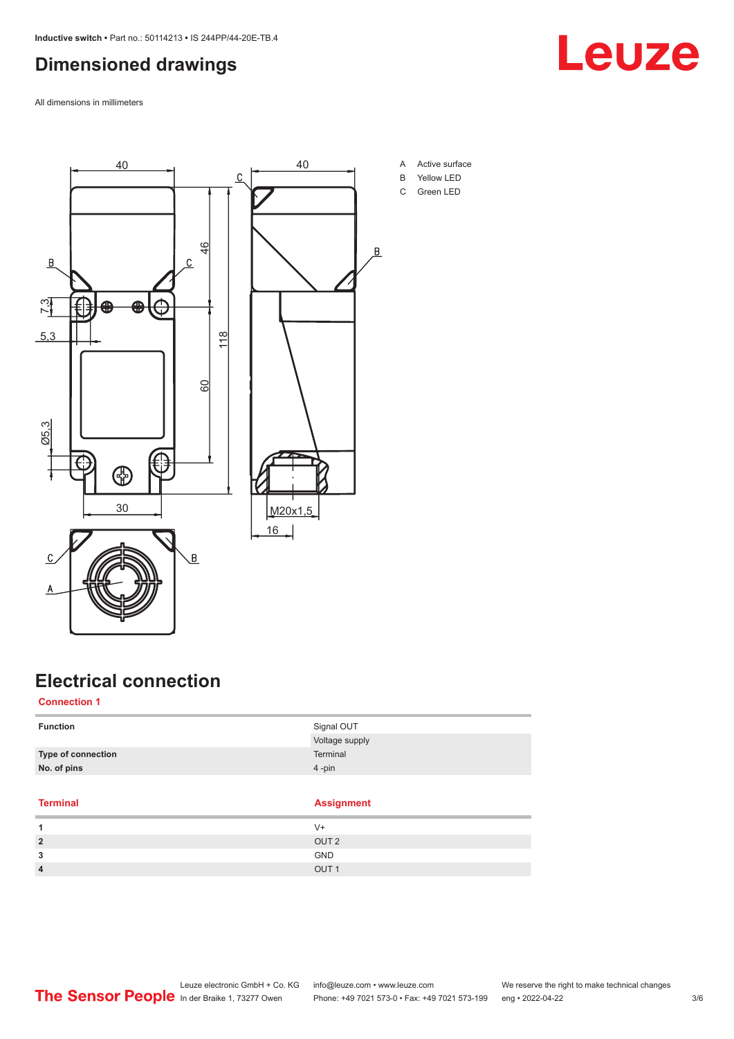## Dimensioned drawings

All dimensions in millimeters

A Active surface
B Yellow LED
C Green LED

## Electrical connection

### Connection 1

| | |
|---|---|
| **Function** | Signal OUT |
| | Voltage supply |
| **Type of connection** | Terminal |
| **No. of pins** | 4 -pin |

| Terminal | Assignment |
|---|---|
| **1** | V+ |
| **2** | OUT 2 |
| **3** | GND |
| **4** | OUT 1 |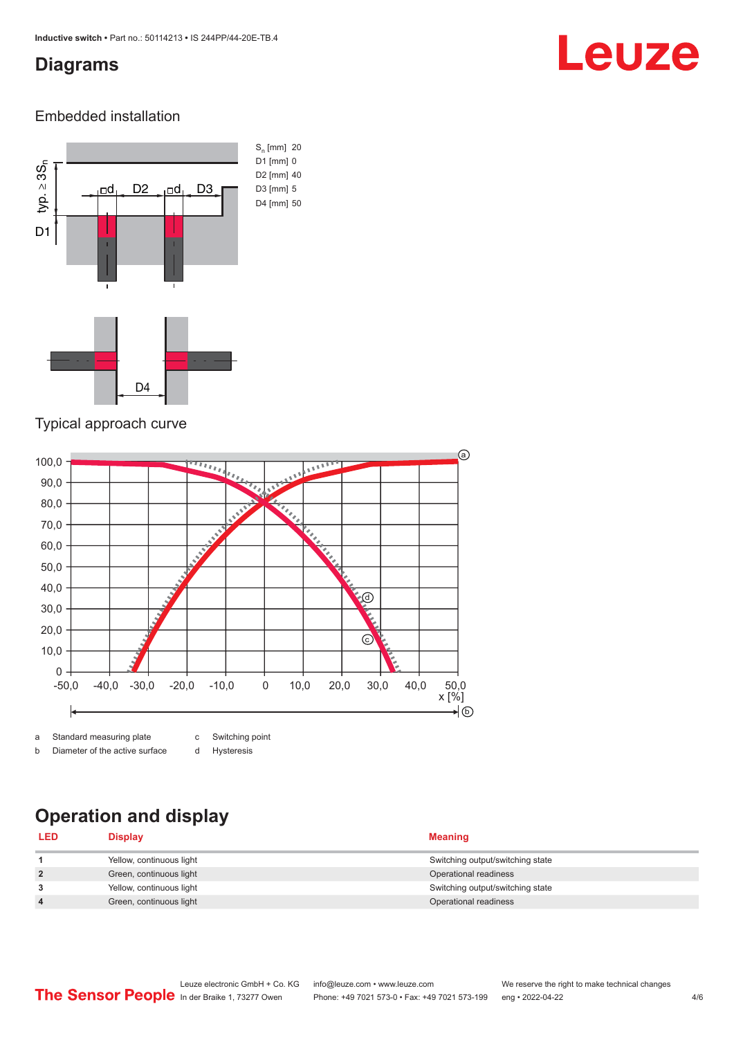## Diagrams

### Embedded installation

$S_n$ [mm] 20
D1 [mm] 0
D2 [mm] 40
D3 [mm] 5
D4 [mm] 50

### Typical approach curve

a Standard measuring plate
b Diameter of the active surface
c Switching point
d Hysteresis

## Operation and display

| LED | Display | Meaning |
|---|---|---|
| 1 | Yellow, continuous light | Switching output/switching state |
| 2 | Green, continuous light | Operational readiness |
| 3 | Yellow, continuous light | Switching output/switching state |
| 4 | Green, continuous light | Operational readiness |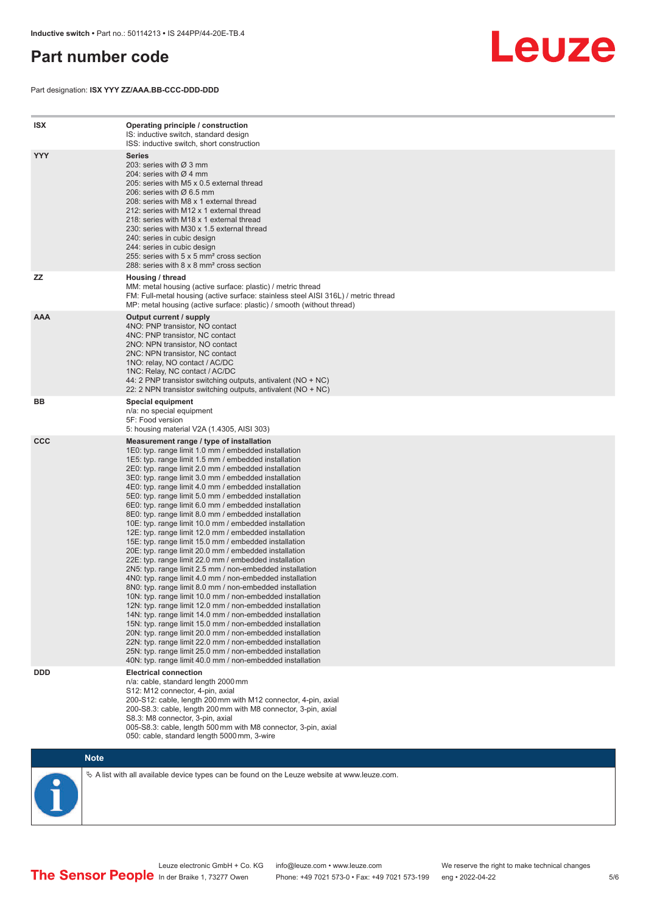# Part number code

Part designation: **ISX YYY ZZ/AAA.BB-CCC-DDD-DDD**

| | |
|---|---|
| **ISX** | **Operating principle / construction**<br>IS: inductive switch, standard design<br>ISS: inductive switch, short construction |
| **YYY** | **Series**<br>203: series with Ø 3 mm<br>204: series with Ø 4 mm<br>205: series with M5 x 0.5 external thread<br>206: series with Ø 6.5 mm<br>208: series with M8 x 1 external thread<br>212: series with M12 x 1 external thread<br>218: series with M18 x 1 external thread<br>230: series with M30 x 1.5 external thread<br>240: series in cubic design<br>244: series in cubic design<br>255: series with 5 x 5 mm² cross section<br>288: series with 8 x 8 mm² cross section |
| **ZZ** | **Housing / thread**<br>MM: metal housing (active surface: plastic) / metric thread<br>FM: Full-metal housing (active surface: stainless steel AISI 316L) / metric thread<br>MP: metal housing (active surface: plastic) / smooth (without thread) |
| **AAA** | **Output current / supply**<br>4NO: PNP transistor, NO contact<br>4NC: PNP transistor, NC contact<br>2NO: NPN transistor, NO contact<br>2NC: NPN transistor, NC contact<br>1NO: relay, NO contact / AC/DC<br>1NC: Relay, NC contact / AC/DC<br>44: 2 PNP transistor switching outputs, antivalent (NO + NC)<br>22: 2 NPN transistor switching outputs, antivalent (NO + NC) |
| **BB** | **Special equipment**<br>n/a: no special equipment<br>5F: Food version<br>5: housing material V2A (1.4305, AISI 303) |
| **CCC** | **Measurement range / type of installation**<br>1E0: typ. range limit 1.0 mm / embedded installation<br>1E5: typ. range limit 1.5 mm / embedded installation<br>2E0: typ. range limit 2.0 mm / embedded installation<br>3E0: typ. range limit 3.0 mm / embedded installation<br>4E0: typ. range limit 4.0 mm / embedded installation<br>5E0: typ. range limit 5.0 mm / embedded installation<br>6E0: typ. range limit 6.0 mm / embedded installation<br>8E0: typ. range limit 8.0 mm / embedded installation<br>10E: typ. range limit 10.0 mm / embedded installation<br>12E: typ. range limit 12.0 mm / embedded installation<br>15E: typ. range limit 15.0 mm / embedded installation<br>20E: typ. range limit 20.0 mm / embedded installation<br>22E: typ. range limit 22.0 mm / embedded installation<br>2N5: typ. range limit 2.5 mm / non-embedded installation<br>4N0: typ. range limit 4.0 mm / non-embedded installation<br>8N0: typ. range limit 8.0 mm / non-embedded installation<br>10N: typ. range limit 10.0 mm / non-embedded installation<br>12N: typ. range limit 12.0 mm / non-embedded installation<br>14N: typ. range limit 14.0 mm / non-embedded installation<br>15N: typ. range limit 15.0 mm / non-embedded installation<br>20N: typ. range limit 20.0 mm / non-embedded installation<br>22N: typ. range limit 22.0 mm / non-embedded installation<br>25N: typ. range limit 25.0 mm / non-embedded installation<br>40N: typ. range limit 40.0 mm / non-embedded installation |
| **DDD** | **Electrical connection**<br>n/a: cable, standard length 2000 mm<br>S12: M12 connector, 4-pin, axial<br>200-S12: cable, length 200 mm with M12 connector, 4-pin, axial<br>200-S8.3: cable, length 200 mm with M8 connector, 3-pin, axial<br>S8.3: M8 connector, 3-pin, axial<br>005-S8.3: cable, length 500 mm with M8 connector, 3-pin, axial<br>050: cable, standard length 5000 mm, 3-wire |

**Note**

↳ A list with all available device types can be found on the Leuze website at www.leuze.com.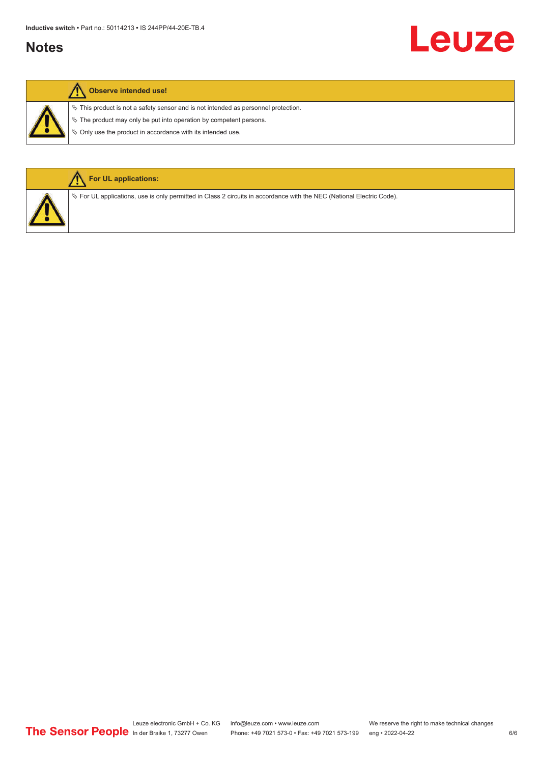## Notes

**Observe intended use!**

- This product is not a safety sensor and is not intended as personnel protection.
- The product may only be put into operation by competent persons.
- Only use the product in accordance with its intended use.

**For UL applications:**

- For UL applications, use is only permitted in Class 2 circuits in accordance with the NEC (National Electric Code).